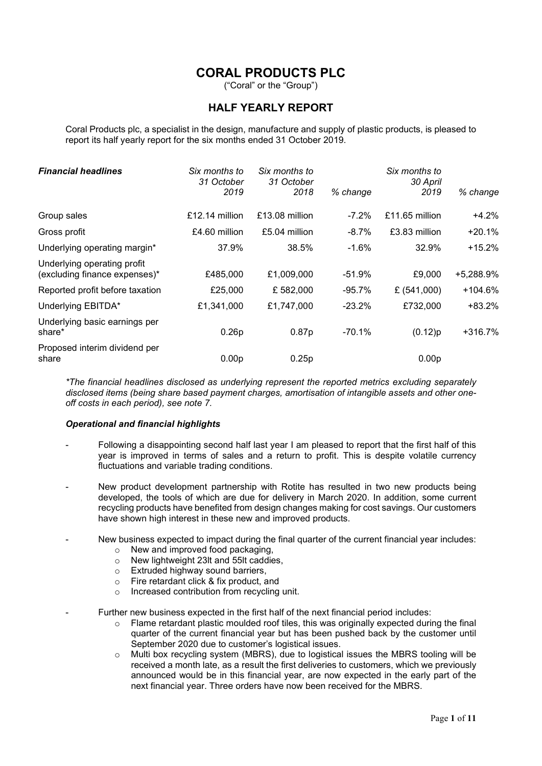# CORAL PRODUCTS PLC

("Coral" or the "Group")

## HALF YEARLY REPORT

Coral Products plc, a specialist in the design, manufacture and supply of plastic products, is pleased to report its half yearly report for the six months ended 31 October 2019.

| *Financial headlines* | *Six months to 31 October 2019* | *Six months to 31 October 2018* | *% change* | *Six months to 30 April 2019* | *% change* |
|---|---|---|---|---|---|
| Group sales | £12.14 million | £13.08 million | -7.2% | £11.65 million | +4.2% |
| Gross profit | £4.60 million | £5.04 million | -8.7% | £3.83 million | +20.1% |
| Underlying operating margin* | 37.9% | 38.5% | -1.6% | 32.9% | +15.2% |
| Underlying operating profit (excluding finance expenses)* | £485,000 | £1,009,000 | -51.9% | £9,000 | +5,288.9% |
| Reported profit before taxation | £25,000 | £ 582,000 | -95.7% | £ (541,000) | +104.6% |
| Underlying EBITDA* | £1,341,000 | £1,747,000 | -23.2% | £732,000 | +83.2% |
| Underlying basic earnings per share* | 0.26p | 0.87p | -70.1% | (0.12)p | +316.7% |
| Proposed interim dividend per share | 0.00p | 0.25p | | 0.00p | |

*\*The financial headlines disclosed as underlying represent the reported metrics excluding separately disclosed items (being share based payment charges, amortisation of intangible assets and other one-off costs in each period), see note 7.*

### *Operational and financial highlights*

- Following a disappointing second half last year I am pleased to report that the first half of this year is improved in terms of sales and a return to profit. This is despite volatile currency fluctuations and variable trading conditions.
- New product development partnership with Rotite has resulted in two new products being developed, the tools of which are due for delivery in March 2020. In addition, some current recycling products have benefited from design changes making for cost savings. Our customers have shown high interest in these new and improved products.
- New business expected to impact during the final quarter of the current financial year includes:
  - New and improved food packaging,
  - New lightweight 23lt and 55lt caddies,
  - Extruded highway sound barriers,
  - Fire retardant click & fix product, and
  - Increased contribution from recycling unit.
- Further new business expected in the first half of the next financial period includes:
  - Flame retardant plastic moulded roof tiles, this was originally expected during the final quarter of the current financial year but has been pushed back by the customer until September 2020 due to customer's logistical issues.
  - Multi box recycling system (MBRS), due to logistical issues the MBRS tooling will be received a month late, as a result the first deliveries to customers, which we previously announced would be in this financial year, are now expected in the early part of the next financial year. Three orders have now been received for the MBRS.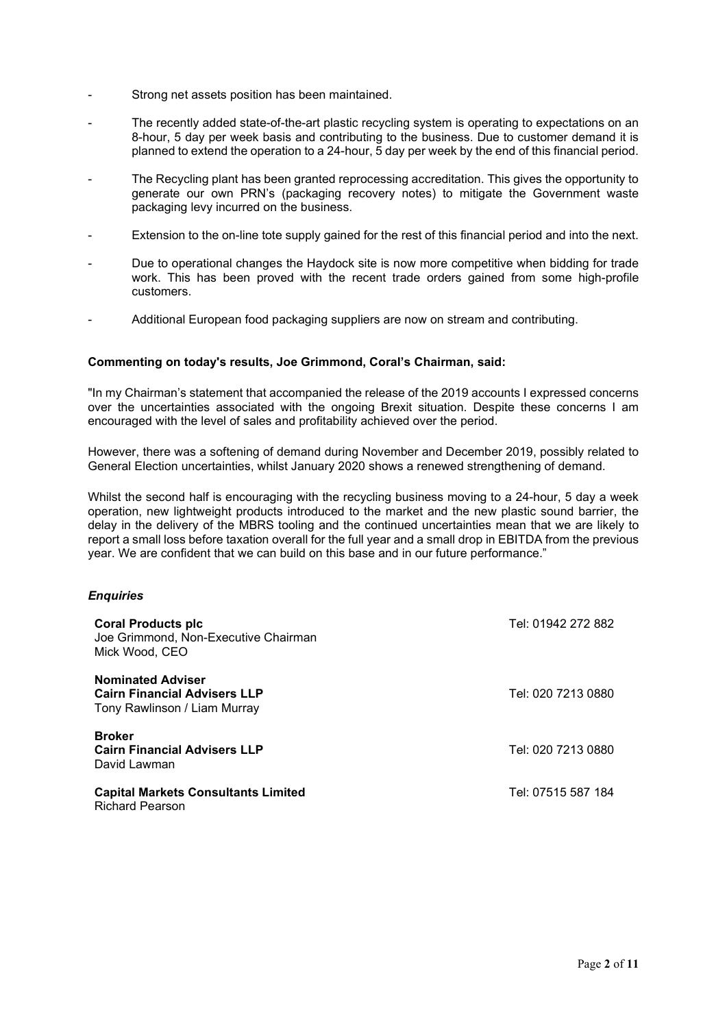- Strong net assets position has been maintained.
- The recently added state-of-the-art plastic recycling system is operating to expectations on an 8-hour, 5 day per week basis and contributing to the business. Due to customer demand it is planned to extend the operation to a 24-hour, 5 day per week by the end of this financial period.
- The Recycling plant has been granted reprocessing accreditation. This gives the opportunity to generate our own PRN's (packaging recovery notes) to mitigate the Government waste packaging levy incurred on the business.
- Extension to the on-line tote supply gained for the rest of this financial period and into the next.
- Due to operational changes the Haydock site is now more competitive when bidding for trade work. This has been proved with the recent trade orders gained from some high-profile customers.
- Additional European food packaging suppliers are now on stream and contributing.

**Commenting on today's results, Joe Grimmond, Coral's Chairman, said:**

"In my Chairman's statement that accompanied the release of the 2019 accounts I expressed concerns over the uncertainties associated with the ongoing Brexit situation. Despite these concerns I am encouraged with the level of sales and profitability achieved over the period.

However, there was a softening of demand during November and December 2019, possibly related to General Election uncertainties, whilst January 2020 shows a renewed strengthening of demand.

Whilst the second half is encouraging with the recycling business moving to a 24-hour, 5 day a week operation, new lightweight products introduced to the market and the new plastic sound barrier, the delay in the delivery of the MBRS tooling and the continued uncertainties mean that we are likely to report a small loss before taxation overall for the full year and a small drop in EBITDA from the previous year. We are confident that we can build on this base and in our future performance."

***Enquiries***

| | |
|---|---|
| **Coral Products plc**<br>Joe Grimmond, Non-Executive Chairman<br>Mick Wood, CEO | Tel: 01942 272 882 |
| **Nominated Adviser**<br>**Cairn Financial Advisers LLP**<br>Tony Rawlinson / Liam Murray | Tel: 020 7213 0880 |
| **Broker**<br>**Cairn Financial Advisers LLP**<br>David Lawman | Tel: 020 7213 0880 |
| **Capital Markets Consultants Limited**<br>Richard Pearson | Tel: 07515 587 184 |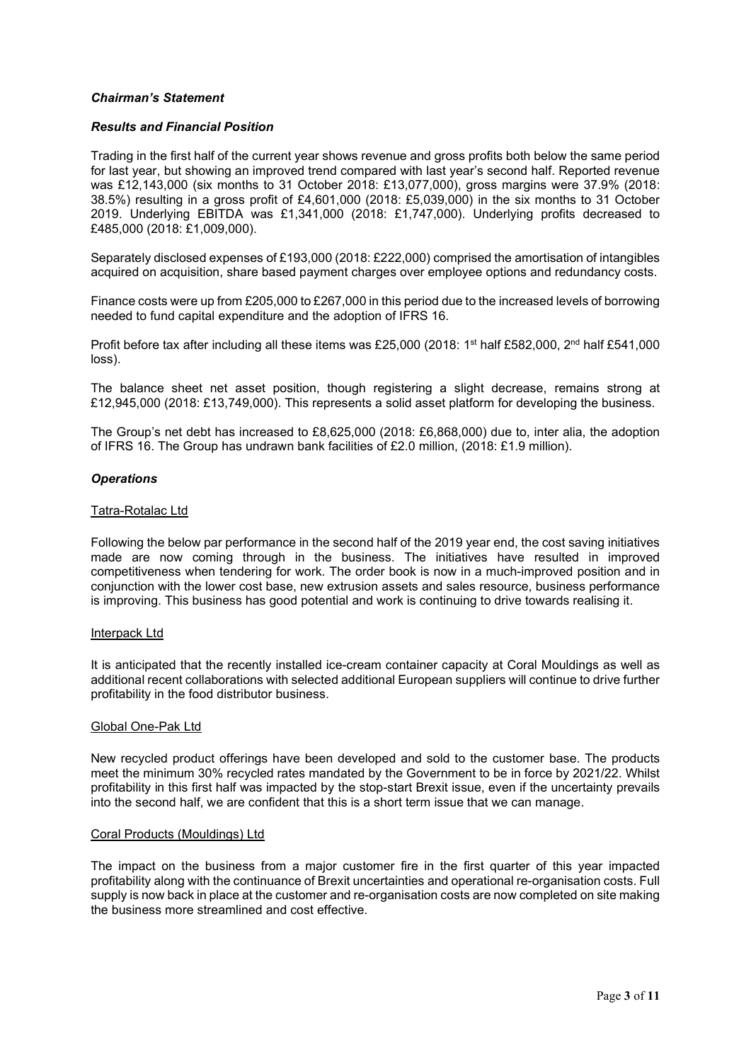***Chairman's Statement***

***Results and Financial Position***

Trading in the first half of the current year shows revenue and gross profits both below the same period for last year, but showing an improved trend compared with last year's second half. Reported revenue was £12,143,000 (six months to 31 October 2018: £13,077,000), gross margins were 37.9% (2018: 38.5%) resulting in a gross profit of £4,601,000 (2018: £5,039,000) in the six months to 31 October 2019. Underlying EBITDA was £1,341,000 (2018: £1,747,000). Underlying profits decreased to £485,000 (2018: £1,009,000).

Separately disclosed expenses of £193,000 (2018: £222,000) comprised the amortisation of intangibles acquired on acquisition, share based payment charges over employee options and redundancy costs.

Finance costs were up from £205,000 to £267,000 in this period due to the increased levels of borrowing needed to fund capital expenditure and the adoption of IFRS 16.

Profit before tax after including all these items was £25,000 (2018: 1st half £582,000, 2nd half £541,000 loss).

The balance sheet net asset position, though registering a slight decrease, remains strong at £12,945,000 (2018: £13,749,000). This represents a solid asset platform for developing the business.

The Group's net debt has increased to £8,625,000 (2018: £6,868,000) due to, inter alia, the adoption of IFRS 16. The Group has undrawn bank facilities of £2.0 million, (2018: £1.9 million).

***Operations***

Tatra-Rotalac Ltd

Following the below par performance in the second half of the 2019 year end, the cost saving initiatives made are now coming through in the business. The initiatives have resulted in improved competitiveness when tendering for work. The order book is now in a much-improved position and in conjunction with the lower cost base, new extrusion assets and sales resource, business performance is improving. This business has good potential and work is continuing to drive towards realising it.

Interpack Ltd

It is anticipated that the recently installed ice-cream container capacity at Coral Mouldings as well as additional recent collaborations with selected additional European suppliers will continue to drive further profitability in the food distributor business.

Global One-Pak Ltd

New recycled product offerings have been developed and sold to the customer base. The products meet the minimum 30% recycled rates mandated by the Government to be in force by 2021/22. Whilst profitability in this first half was impacted by the stop-start Brexit issue, even if the uncertainty prevails into the second half, we are confident that this is a short term issue that we can manage.

Coral Products (Mouldings) Ltd

The impact on the business from a major customer fire in the first quarter of this year impacted profitability along with the continuance of Brexit uncertainties and operational re-organisation costs. Full supply is now back in place at the customer and re-organisation costs are now completed on site making the business more streamlined and cost effective.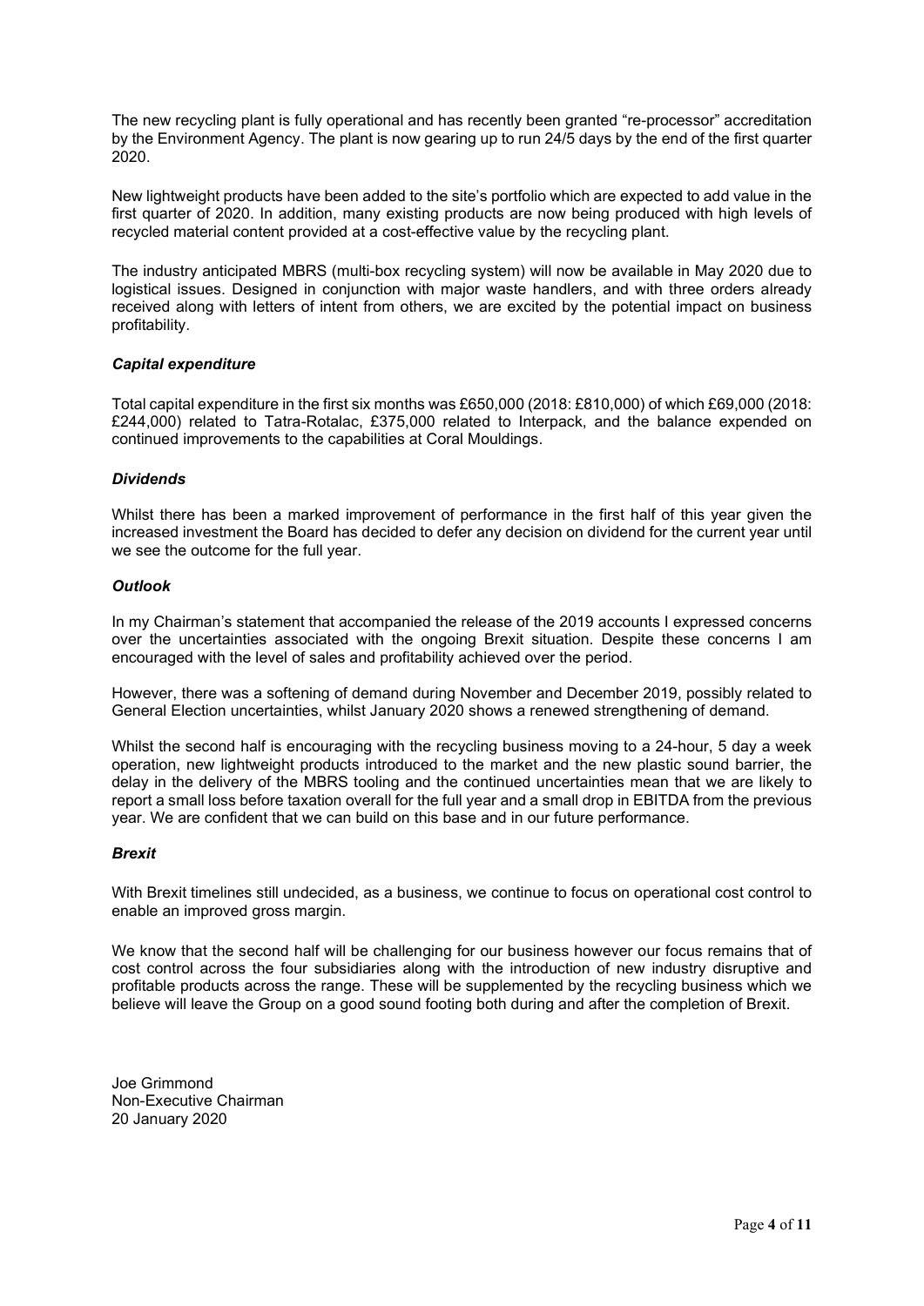The new recycling plant is fully operational and has recently been granted "re-processor" accreditation by the Environment Agency. The plant is now gearing up to run 24/5 days by the end of the first quarter 2020.

New lightweight products have been added to the site's portfolio which are expected to add value in the first quarter of 2020. In addition, many existing products are now being produced with high levels of recycled material content provided at a cost-effective value by the recycling plant.

The industry anticipated MBRS (multi-box recycling system) will now be available in May 2020 due to logistical issues. Designed in conjunction with major waste handlers, and with three orders already received along with letters of intent from others, we are excited by the potential impact on business profitability.

### *Capital expenditure*

Total capital expenditure in the first six months was £650,000 (2018: £810,000) of which £69,000 (2018: £244,000) related to Tatra-Rotalac, £375,000 related to Interpack, and the balance expended on continued improvements to the capabilities at Coral Mouldings.

### *Dividends*

Whilst there has been a marked improvement of performance in the first half of this year given the increased investment the Board has decided to defer any decision on dividend for the current year until we see the outcome for the full year.

### *Outlook*

In my Chairman's statement that accompanied the release of the 2019 accounts I expressed concerns over the uncertainties associated with the ongoing Brexit situation. Despite these concerns I am encouraged with the level of sales and profitability achieved over the period.

However, there was a softening of demand during November and December 2019, possibly related to General Election uncertainties, whilst January 2020 shows a renewed strengthening of demand.

Whilst the second half is encouraging with the recycling business moving to a 24-hour, 5 day a week operation, new lightweight products introduced to the market and the new plastic sound barrier, the delay in the delivery of the MBRS tooling and the continued uncertainties mean that we are likely to report a small loss before taxation overall for the full year and a small drop in EBITDA from the previous year. We are confident that we can build on this base and in our future performance.

### *Brexit*

With Brexit timelines still undecided, as a business, we continue to focus on operational cost control to enable an improved gross margin.

We know that the second half will be challenging for our business however our focus remains that of cost control across the four subsidiaries along with the introduction of new industry disruptive and profitable products across the range. These will be supplemented by the recycling business which we believe will leave the Group on a good sound footing both during and after the completion of Brexit.

Joe Grimmond
Non-Executive Chairman
20 January 2020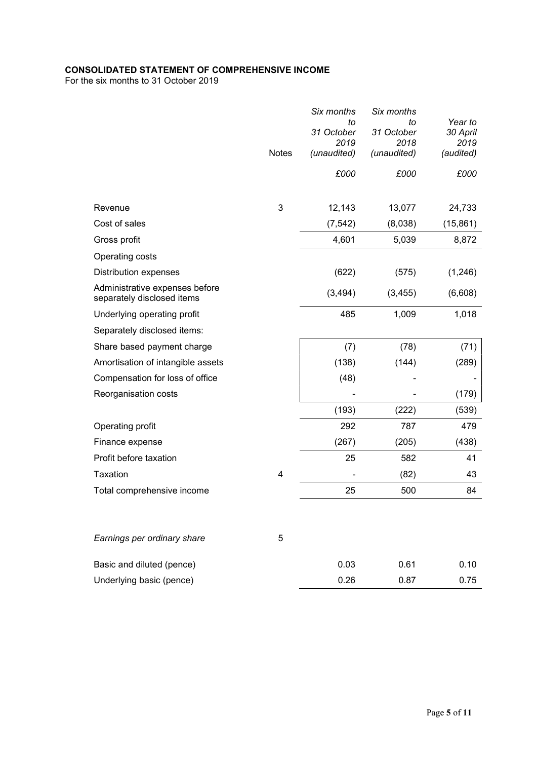**CONSOLIDATED STATEMENT OF COMPREHENSIVE INCOME**
For the six months to 31 October 2019

| | Notes | *Six months to 31 October 2019 (unaudited)* | *Six months to 31 October 2018 (unaudited)* | *Year to 30 April 2019 (audited)* |
|---|---|---|---|---|
| | | *£000* | *£000* | *£000* |
| Revenue | 3 | 12,143 | 13,077 | 24,733 |
| Cost of sales | | (7,542) | (8,038) | (15,861) |
| Gross profit | | 4,601 | 5,039 | 8,872 |
| Operating costs | | | | |
| Distribution expenses | | (622) | (575) | (1,246) |
| Administrative expenses before separately disclosed items | | (3,494) | (3,455) | (6,608) |
| Underlying operating profit | | 485 | 1,009 | 1,018 |
| Separately disclosed items: | | | | |
| Share based payment charge | | (7) | (78) | (71) |
| Amortisation of intangible assets | | (138) | (144) | (289) |
| Compensation for loss of office | | (48) | - | - |
| Reorganisation costs | | - | - | (179) |
| | | (193) | (222) | (539) |
| Operating profit | | 292 | 787 | 479 |
| Finance expense | | (267) | (205) | (438) |
| Profit before taxation | | 25 | 582 | 41 |
| Taxation | 4 | - | (82) | 43 |
| Total comprehensive income | | 25 | 500 | 84 |
| | | | | |
| *Earnings per ordinary share* | 5 | | | |
| Basic and diluted (pence) | | 0.03 | 0.61 | 0.10 |
| Underlying basic (pence) | | 0.26 | 0.87 | 0.75 |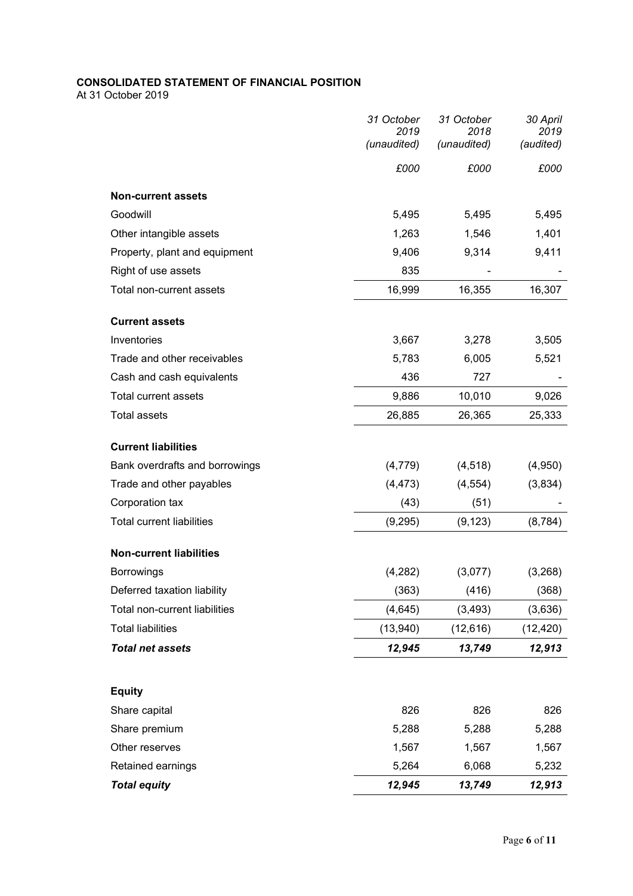**CONSOLIDATED STATEMENT OF FINANCIAL POSITION**

At 31 October 2019

| | *31 October 2019 (unaudited)* | *31 October 2018 (unaudited)* | *30 April 2019 (audited)* |
|---|---|---|---|
| | *£000* | *£000* | *£000* |
| **Non-current assets** | | | |
| Goodwill | 5,495 | 5,495 | 5,495 |
| Other intangible assets | 1,263 | 1,546 | 1,401 |
| Property, plant and equipment | 9,406 | 9,314 | 9,411 |
| Right of use assets | 835 | - | - |
| Total non-current assets | 16,999 | 16,355 | 16,307 |
| **Current assets** | | | |
| Inventories | 3,667 | 3,278 | 3,505 |
| Trade and other receivables | 5,783 | 6,005 | 5,521 |
| Cash and cash equivalents | 436 | 727 | - |
| Total current assets | 9,886 | 10,010 | 9,026 |
| Total assets | 26,885 | 26,365 | 25,333 |
| **Current liabilities** | | | |
| Bank overdrafts and borrowings | (4,779) | (4,518) | (4,950) |
| Trade and other payables | (4,473) | (4,554) | (3,834) |
| Corporation tax | (43) | (51) | - |
| Total current liabilities | (9,295) | (9,123) | (8,784) |
| **Non-current liabilities** | | | |
| Borrowings | (4,282) | (3,077) | (3,268) |
| Deferred taxation liability | (363) | (416) | (368) |
| Total non-current liabilities | (4,645) | (3,493) | (3,636) |
| Total liabilities | (13,940) | (12,616) | (12,420) |
| ***Total net assets*** | ***12,945*** | ***13,749*** | ***12,913*** |
| **Equity** | | | |
| Share capital | 826 | 826 | 826 |
| Share premium | 5,288 | 5,288 | 5,288 |
| Other reserves | 1,567 | 1,567 | 1,567 |
| Retained earnings | 5,264 | 6,068 | 5,232 |
| ***Total equity*** | ***12,945*** | ***13,749*** | ***12,913*** |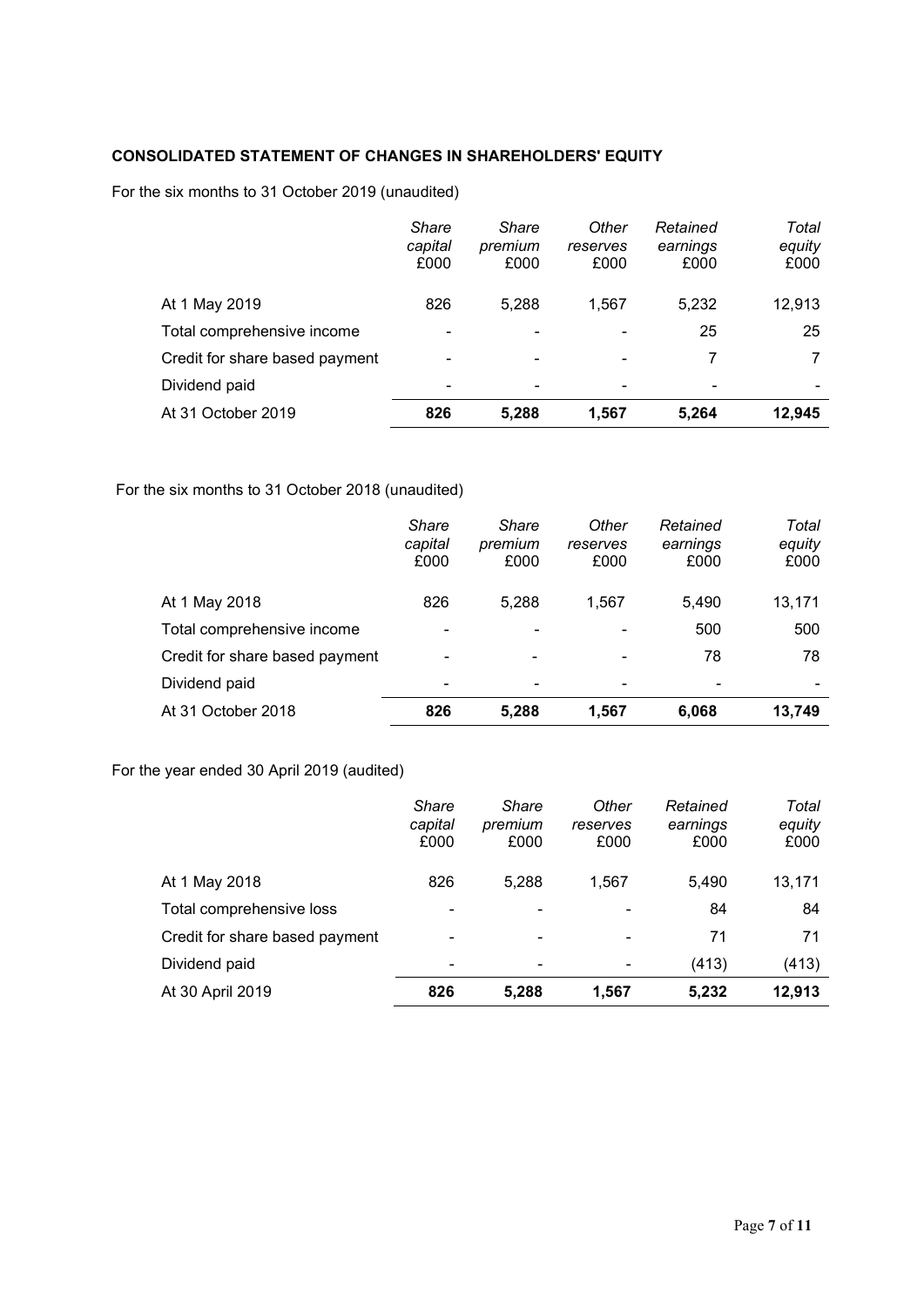**CONSOLIDATED STATEMENT OF CHANGES IN SHAREHOLDERS' EQUITY**

For the six months to 31 October 2019 (unaudited)

| | *Share capital* £000 | *Share premium* £000 | *Other reserves* £000 | *Retained earnings* £000 | *Total equity* £000 |
|---|---|---|---|---|---|
| At 1 May 2019 | 826 | 5,288 | 1,567 | 5,232 | 12,913 |
| Total comprehensive income | - | - | - | 25 | 25 |
| Credit for share based payment | - | - | - | 7 | 7 |
| Dividend paid | - | - | - | - | - |
| At 31 October 2019 | **826** | **5,288** | **1,567** | **5,264** | **12,945** |

For the six months to 31 October 2018 (unaudited)

| | *Share capital* £000 | *Share premium* £000 | *Other reserves* £000 | *Retained earnings* £000 | *Total equity* £000 |
|---|---|---|---|---|---|
| At 1 May 2018 | 826 | 5,288 | 1,567 | 5,490 | 13,171 |
| Total comprehensive income | - | - | - | 500 | 500 |
| Credit for share based payment | - | - | - | 78 | 78 |
| Dividend paid | - | - | - | - | - |
| At 31 October 2018 | **826** | **5,288** | **1,567** | **6,068** | **13,749** |

For the year ended 30 April 2019 (audited)

| | *Share capital* £000 | *Share premium* £000 | *Other reserves* £000 | *Retained earnings* £000 | *Total equity* £000 |
|---|---|---|---|---|---|
| At 1 May 2018 | 826 | 5,288 | 1,567 | 5,490 | 13,171 |
| Total comprehensive loss | - | - | - | 84 | 84 |
| Credit for share based payment | - | - | - | 71 | 71 |
| Dividend paid | - | - | - | (413) | (413) |
| At 30 April 2019 | **826** | **5,288** | **1,567** | **5,232** | **12,913** |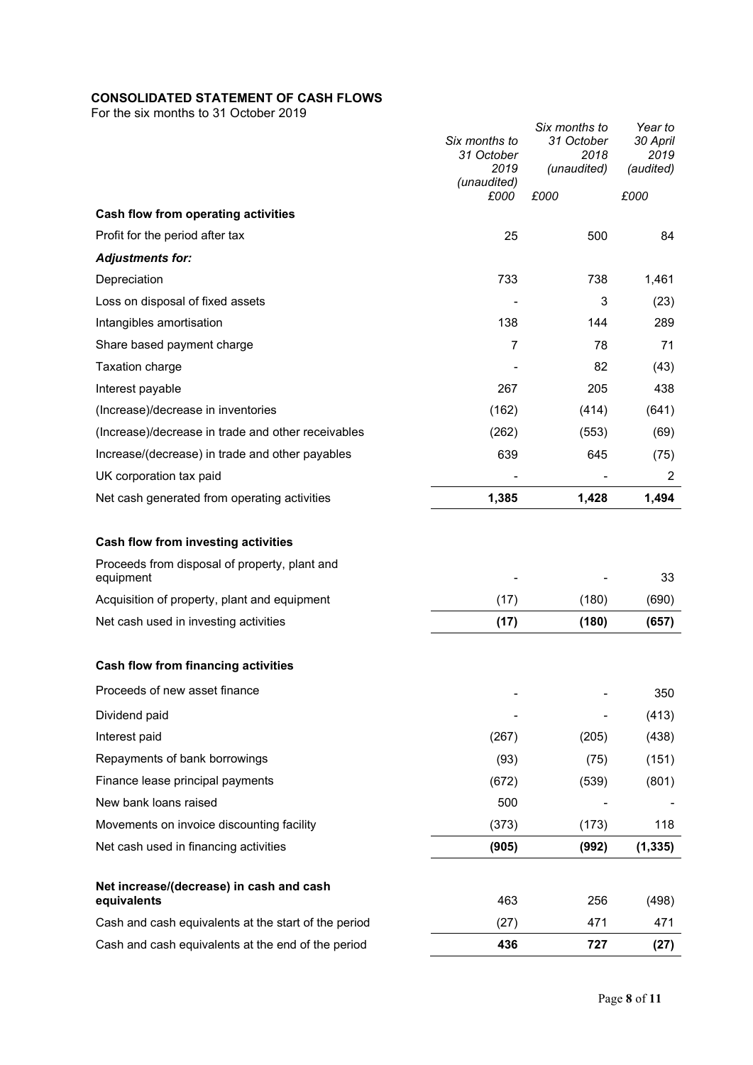**CONSOLIDATED STATEMENT OF CASH FLOWS**

For the six months to 31 October 2019

| | *Six months to 31 October 2019 (unaudited)* | *Six months to 31 October 2018 (unaudited)* | *Year to 30 April 2019 (audited)* |
|---|---|---|---|
| | *£000* | *£000* | *£000* |
| **Cash flow from operating activities** | | | |
| Profit for the period after tax | 25 | 500 | 84 |
| ***Adjustments for:*** | | | |
| Depreciation | 733 | 738 | 1,461 |
| Loss on disposal of fixed assets | - | 3 | (23) |
| Intangibles amortisation | 138 | 144 | 289 |
| Share based payment charge | 7 | 78 | 71 |
| Taxation charge | - | 82 | (43) |
| Interest payable | 267 | 205 | 438 |
| (Increase)/decrease in inventories | (162) | (414) | (641) |
| (Increase)/decrease in trade and other receivables | (262) | (553) | (69) |
| Increase/(decrease) in trade and other payables | 639 | 645 | (75) |
| UK corporation tax paid | - | - | 2 |
| Net cash generated from operating activities | **1,385** | **1,428** | **1,494** |
| | | | |
| **Cash flow from investing activities** | | | |
| Proceeds from disposal of property, plant and equipment | - | - | 33 |
| Acquisition of property, plant and equipment | (17) | (180) | (690) |
| Net cash used in investing activities | **(17)** | **(180)** | **(657)** |
| | | | |
| **Cash flow from financing activities** | | | |
| Proceeds of new asset finance | - | - | 350 |
| Dividend paid | - | - | (413) |
| Interest paid | (267) | (205) | (438) |
| Repayments of bank borrowings | (93) | (75) | (151) |
| Finance lease principal payments | (672) | (539) | (801) |
| New bank loans raised | 500 | - | - |
| Movements on invoice discounting facility | (373) | (173) | 118 |
| Net cash used in financing activities | **(905)** | **(992)** | **(1,335)** |
| | | | |
| **Net increase/(decrease) in cash and cash equivalents** | 463 | 256 | (498) |
| Cash and cash equivalents at the start of the period | (27) | 471 | 471 |
| Cash and cash equivalents at the end of the period | **436** | **727** | **(27)** |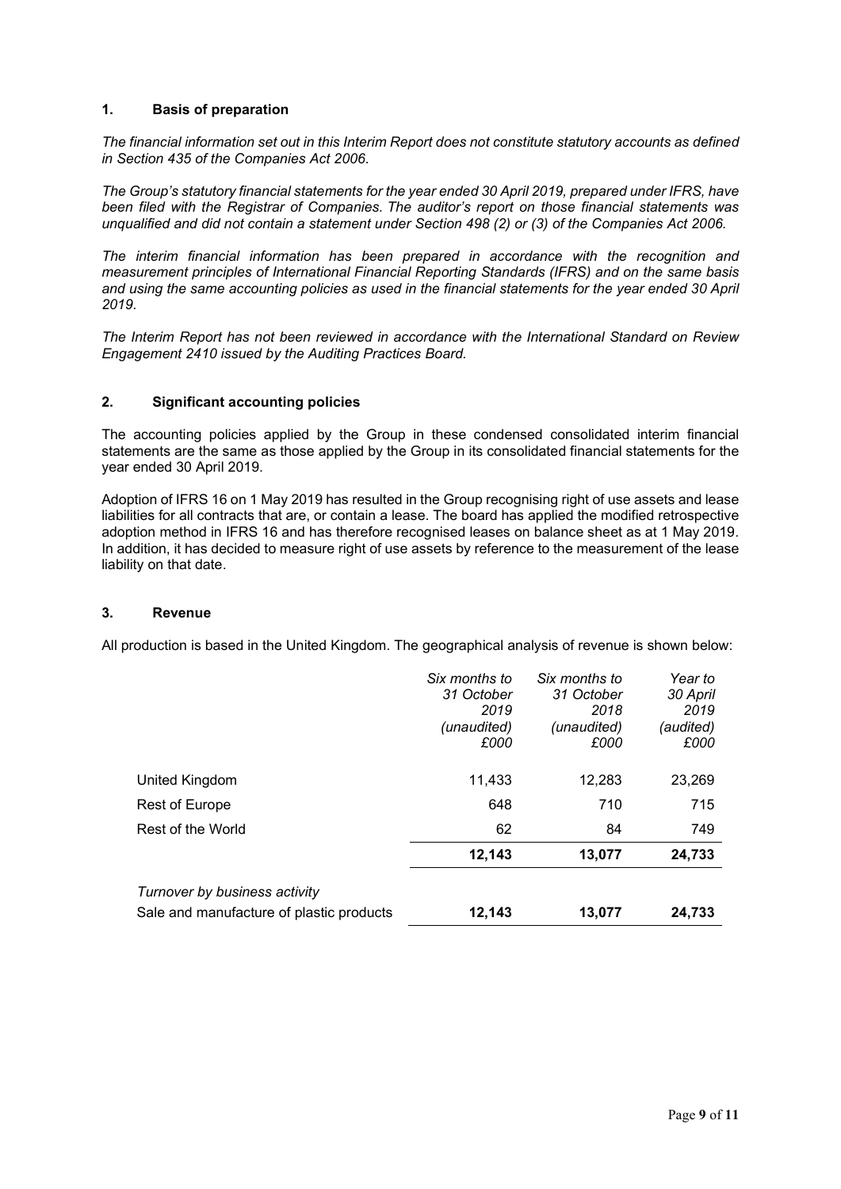## 1. Basis of preparation

*The financial information set out in this Interim Report does not constitute statutory accounts as defined in Section 435 of the Companies Act 2006.*

*The Group's statutory financial statements for the year ended 30 April 2019, prepared under IFRS, have been filed with the Registrar of Companies. The auditor's report on those financial statements was unqualified and did not contain a statement under Section 498 (2) or (3) of the Companies Act 2006.*

*The interim financial information has been prepared in accordance with the recognition and measurement principles of International Financial Reporting Standards (IFRS) and on the same basis and using the same accounting policies as used in the financial statements for the year ended 30 April 2019.*

*The Interim Report has not been reviewed in accordance with the International Standard on Review Engagement 2410 issued by the Auditing Practices Board.*

## 2. Significant accounting policies

The accounting policies applied by the Group in these condensed consolidated interim financial statements are the same as those applied by the Group in its consolidated financial statements for the year ended 30 April 2019.

Adoption of IFRS 16 on 1 May 2019 has resulted in the Group recognising right of use assets and lease liabilities for all contracts that are, or contain a lease. The board has applied the modified retrospective adoption method in IFRS 16 and has therefore recognised leases on balance sheet as at 1 May 2019. In addition, it has decided to measure right of use assets by reference to the measurement of the lease liability on that date.

## 3. Revenue

All production is based in the United Kingdom. The geographical analysis of revenue is shown below:

| | *Six months to 31 October 2019 (unaudited) £000* | *Six months to 31 October 2018 (unaudited) £000* | *Year to 30 April 2019 (audited) £000* |
|---|---|---|---|
| United Kingdom | 11,433 | 12,283 | 23,269 |
| Rest of Europe | 648 | 710 | 715 |
| Rest of the World | 62 | 84 | 749 |
| | **12,143** | **13,077** | **24,733** |
| *Turnover by business activity* | | | |
| Sale and manufacture of plastic products | **12,143** | **13,077** | **24,733** |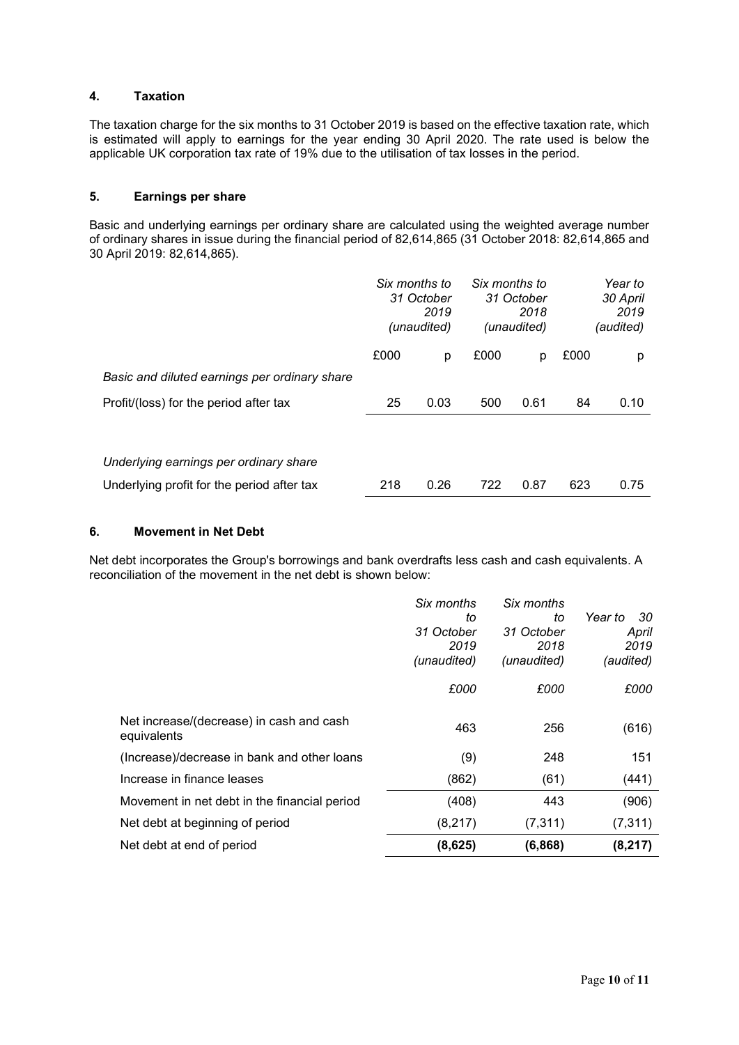## 4. Taxation

The taxation charge for the six months to 31 October 2019 is based on the effective taxation rate, which is estimated will apply to earnings for the year ending 30 April 2020. The rate used is below the applicable UK corporation tax rate of 19% due to the utilisation of tax losses in the period.

## 5. Earnings per share

Basic and underlying earnings per ordinary share are calculated using the weighted average number of ordinary shares in issue during the financial period of 82,614,865 (31 October 2018: 82,614,865 and 30 April 2019: 82,614,865).

| | *Six months to 31 October 2019 (unaudited)* | | *Six months to 31 October 2018 (unaudited)* | | *Year to 30 April 2019 (audited)* | |
|---|---|---|---|---|---|---|
| | £000 | p | £000 | p | £000 | p |
| *Basic and diluted earnings per ordinary share* | | | | | | |
| Profit/(loss) for the period after tax | 25 | 0.03 | 500 | 0.61 | 84 | 0.10 |
| *Underlying earnings per ordinary share* | | | | | | |
| Underlying profit for the period after tax | 218 | 0.26 | 722 | 0.87 | 623 | 0.75 |

## 6. Movement in Net Debt

Net debt incorporates the Group's borrowings and bank overdrafts less cash and cash equivalents. A reconciliation of the movement in the net debt is shown below:

| | *Six months to 31 October 2019 (unaudited)* | *Six months to 31 October 2018 (unaudited)* | *Year to 30 April 2019 (audited)* |
|---|---|---|---|
| | *£000* | *£000* | *£000* |
| Net increase/(decrease) in cash and cash equivalents | 463 | 256 | (616) |
| (Increase)/decrease in bank and other loans | (9) | 248 | 151 |
| Increase in finance leases | (862) | (61) | (441) |
| Movement in net debt in the financial period | (408) | 443 | (906) |
| Net debt at beginning of period | (8,217) | (7,311) | (7,311) |
| Net debt at end of period | **(8,625)** | **(6,868)** | **(8,217)** |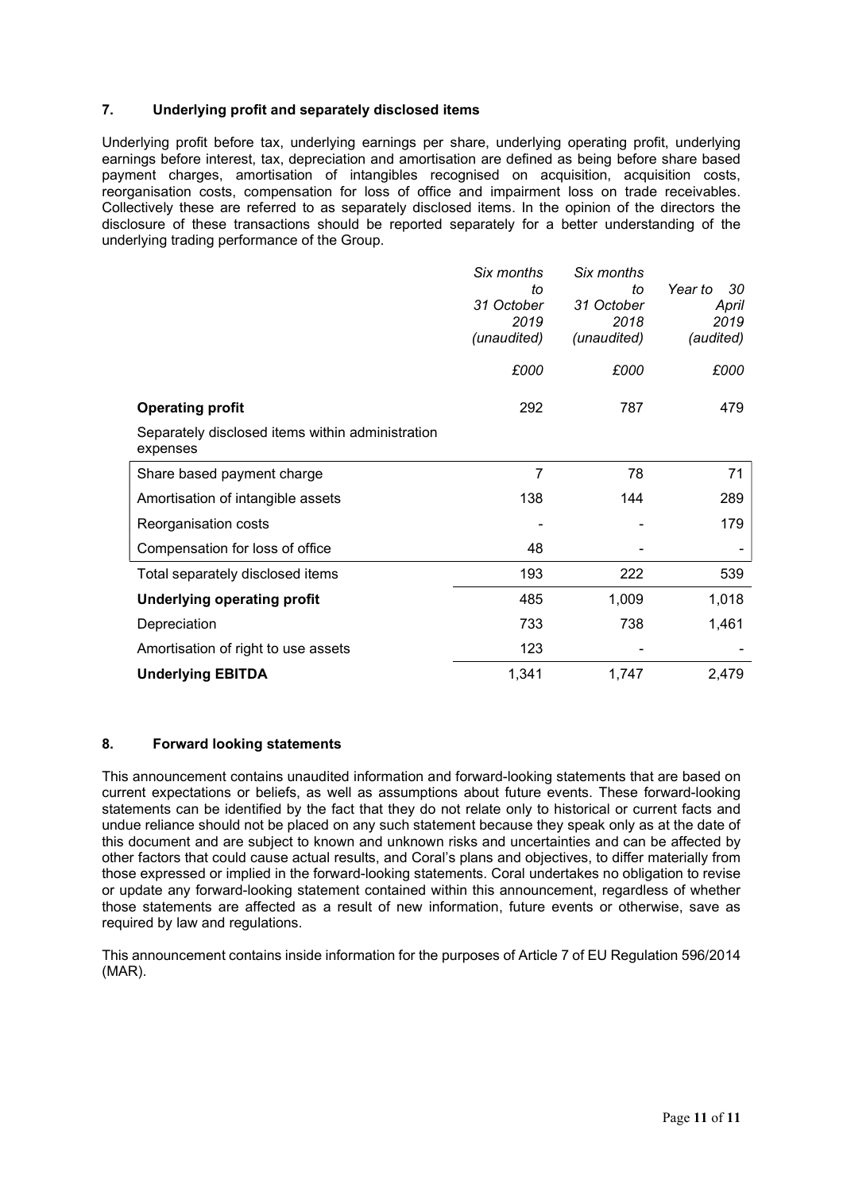## 7. Underlying profit and separately disclosed items

Underlying profit before tax, underlying earnings per share, underlying operating profit, underlying earnings before interest, tax, depreciation and amortisation are defined as being before share based payment charges, amortisation of intangibles recognised on acquisition, acquisition costs, reorganisation costs, compensation for loss of office and impairment loss on trade receivables. Collectively these are referred to as separately disclosed items. In the opinion of the directors the disclosure of these transactions should be reported separately for a better understanding of the underlying trading performance of the Group.

| | *Six months to 31 October 2019 (unaudited)* | *Six months to 31 October 2018 (unaudited)* | *Year to 30 April 2019 (audited)* |
|---|---|---|---|
| | *£000* | *£000* | *£000* |
| **Operating profit** | 292 | 787 | 479 |
| Separately disclosed items within administration expenses | | | |
| Share based payment charge | 7 | 78 | 71 |
| Amortisation of intangible assets | 138 | 144 | 289 |
| Reorganisation costs | - | - | 179 |
| Compensation for loss of office | 48 | - | - |
| Total separately disclosed items | 193 | 222 | 539 |
| **Underlying operating profit** | 485 | 1,009 | 1,018 |
| Depreciation | 733 | 738 | 1,461 |
| Amortisation of right to use assets | 123 | - | - |
| **Underlying EBITDA** | 1,341 | 1,747 | 2,479 |

## 8. Forward looking statements

This announcement contains unaudited information and forward-looking statements that are based on current expectations or beliefs, as well as assumptions about future events. These forward-looking statements can be identified by the fact that they do not relate only to historical or current facts and undue reliance should not be placed on any such statement because they speak only as at the date of this document and are subject to known and unknown risks and uncertainties and can be affected by other factors that could cause actual results, and Coral's plans and objectives, to differ materially from those expressed or implied in the forward-looking statements. Coral undertakes no obligation to revise or update any forward-looking statement contained within this announcement, regardless of whether those statements are affected as a result of new information, future events or otherwise, save as required by law and regulations.

This announcement contains inside information for the purposes of Article 7 of EU Regulation 596/2014 (MAR).